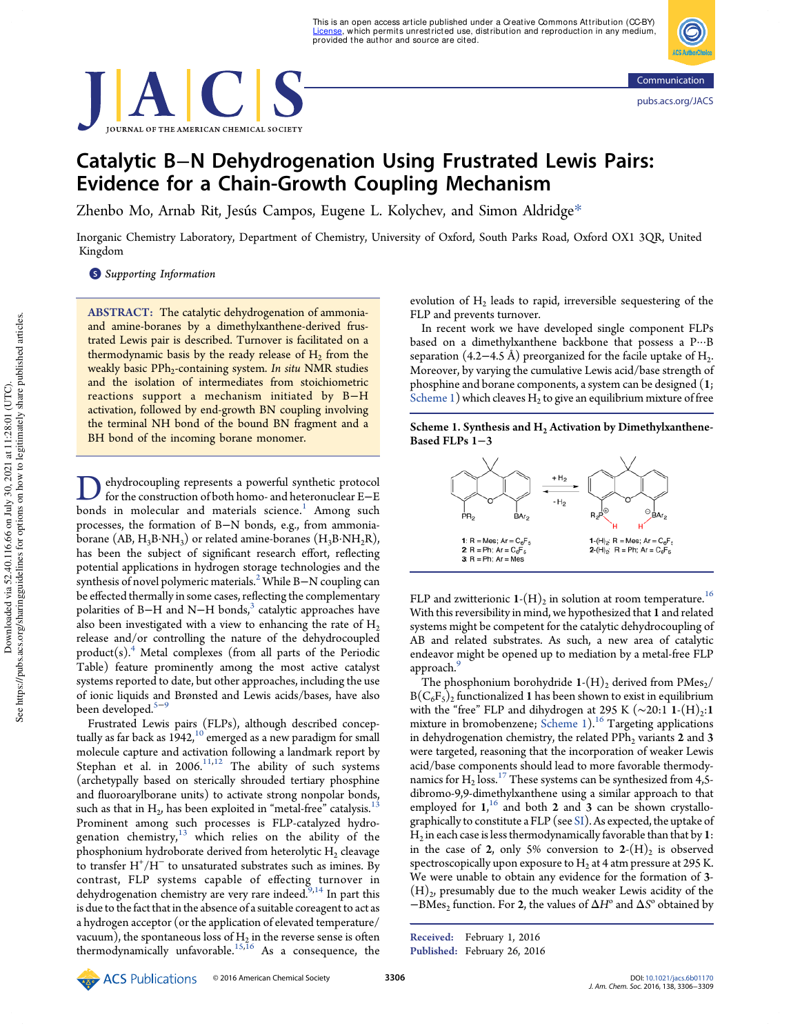# Catalytic B–N Dehydrogenation Using Frustrated Lewis Pairs: Evidence for a Chain-Growth Coupling Mechanism

Zhenbo Mo, Arnab Rit, Jesús Campos, Eugene L. Kolychev, and Simon Aldridge*

Inorganic Chemistry Laboratory, Department of Chemistry, University of Oxford, South Parks Road, Oxford OX1 3QR, United Kingdom

Supporting Information

**ABSTRACT:** The catalytic dehydrogenation of ammonia- and amine-boranes by a dimethylxanthene-derived frustrated Lewis pair is described. Turnover is facilitated on a thermodynamic basis by the ready release of $H_2$ from the weakly basic $PPh_2$-containing system. *In situ* NMR studies and the isolation of intermediates from stoichiometric reactions support a mechanism initiated by B–H activation, followed by end-growth BN coupling involving the terminal NH bond of the bound BN fragment and a BH bond of the incoming borane monomer.

Dehydrocoupling represents a powerful synthetic protocol for the construction of both homo- and heteronuclear E–E bonds in molecular and materials science.[1] Among such processes, the formation of B–N bonds, e.g., from ammonia-borane (AB, $H_3B{\cdot}NH_3$) or related amine-boranes ($H_3B{\cdot}NH_2R$), has been the subject of significant research effort, reflecting potential applications in hydrogen storage technologies and the synthesis of novel polymeric materials.[2] While B–N coupling can be effected thermally in some cases, reflecting the complementary polarities of B–H and N–H bonds,[3] catalytic approaches have also been investigated with a view to enhancing the rate of $H_2$ release and/or controlling the nature of the dehydrocoupled product(s).[4] Metal complexes (from all parts of the Periodic Table) feature prominently among the most active catalyst systems reported to date, but other approaches, including the use of ionic liquids and Brønsted and Lewis acids/bases, have also been developed.[5–9]

Frustrated Lewis pairs (FLPs), although described conceptually as far back as 1942,[10] emerged as a new paradigm for small molecule capture and activation following a landmark report by Stephan et al. in 2006.[11,12] The ability of such systems (archetypally based on sterically shrouded tertiary phosphine and fluoroarylborane units) to activate strong nonpolar bonds, such as that in $H_2$, has been exploited in "metal-free" catalysis.[13] Prominent among such processes is FLP-catalyzed hydrogenation chemistry,[13] which relies on the ability of the phosphonium hydroborate derived from heterolytic $H_2$ cleavage to transfer $H^+/H^-$ to unsaturated substrates such as imines. By contrast, FLP systems capable of effecting turnover in dehydrogenation chemistry are very rare indeed.[9,14] In part this is due to the fact that in the absence of a suitable coreagent to act as a hydrogen acceptor (or the application of elevated temperature/vacuum), the spontaneous loss of $H_2$ in the reverse sense is often thermodynamically unfavorable.[15,16] As a consequence, the evolution of $H_2$ leads to rapid, irreversible sequestering of the FLP and prevents turnover.

In recent work we have developed single component FLPs based on a dimethylxanthene backbone that possess a P···B separation (4.2–4.5 Å) preorganized for the facile uptake of $H_2$. Moreover, by varying the cumulative Lewis acid/base strength of phosphine and borane components, a system can be designed (**1**; Scheme 1) which cleaves $H_2$ to give an equilibrium mixture of free FLP and zwitterionic **1**-$(H)_2$ in solution at room temperature.[16] With this reversibility in mind, we hypothesized that **1** and related systems might be competent for the catalytic dehydrocoupling of AB and related substrates. As such, a new area of catalytic endeavor might be opened up to mediation by a metal-free FLP approach.[9]

**Scheme 1. Synthesis and $H_2$ Activation by Dimethylxanthene-Based FLPs 1–3**

**1**: R = Mes; Ar = $C_6F_5$
**2**: R = Ph; Ar = $C_6F_5$
**3**: R = Ph; Ar = Mes

**1**-$(H)_2$: R = Mes; Ar = $C_6F_5$
**2**-$(H)_2$: R = Ph; Ar = $C_6F_5$

The phosphonium borohydride **1**-$(H)_2$ derived from $PMes_2/B(C_6F_5)_2$ functionalized **1** has been shown to exist in equilibrium with the "free" FLP and dihydrogen at 295 K (~20:1 **1**-$(H)_2$:**1** mixture in bromobenzene; Scheme 1).[16] Targeting applications in dehydrogenation chemistry, the related $PPh_2$ variants **2** and **3** were targeted, reasoning that the incorporation of weaker Lewis acid/base components should lead to more favorable thermodynamics for $H_2$ loss.[17] These systems can be synthesized from 4,5-dibromo-9,9-dimethylxanthene using a similar approach to that employed for **1**,[16] and both **2** and **3** can be shown crystallographically to constitute a FLP (see SI). As expected, the uptake of $H_2$ in each case is less thermodynamically favorable than that by **1**: in the case of **2**, only 5% conversion to **2**-$(H)_2$ is observed spectroscopically upon exposure to $H_2$ at 4 atm pressure at 295 K. We were unable to obtain any evidence for the formation of **3**-$(H)_2$, presumably due to the much weaker Lewis acidity of the $-BMes_2$ function. For **2**, the values of $\Delta H^o$ and $\Delta S^o$ obtained by

Received: February 1, 2016
Published: February 26, 2016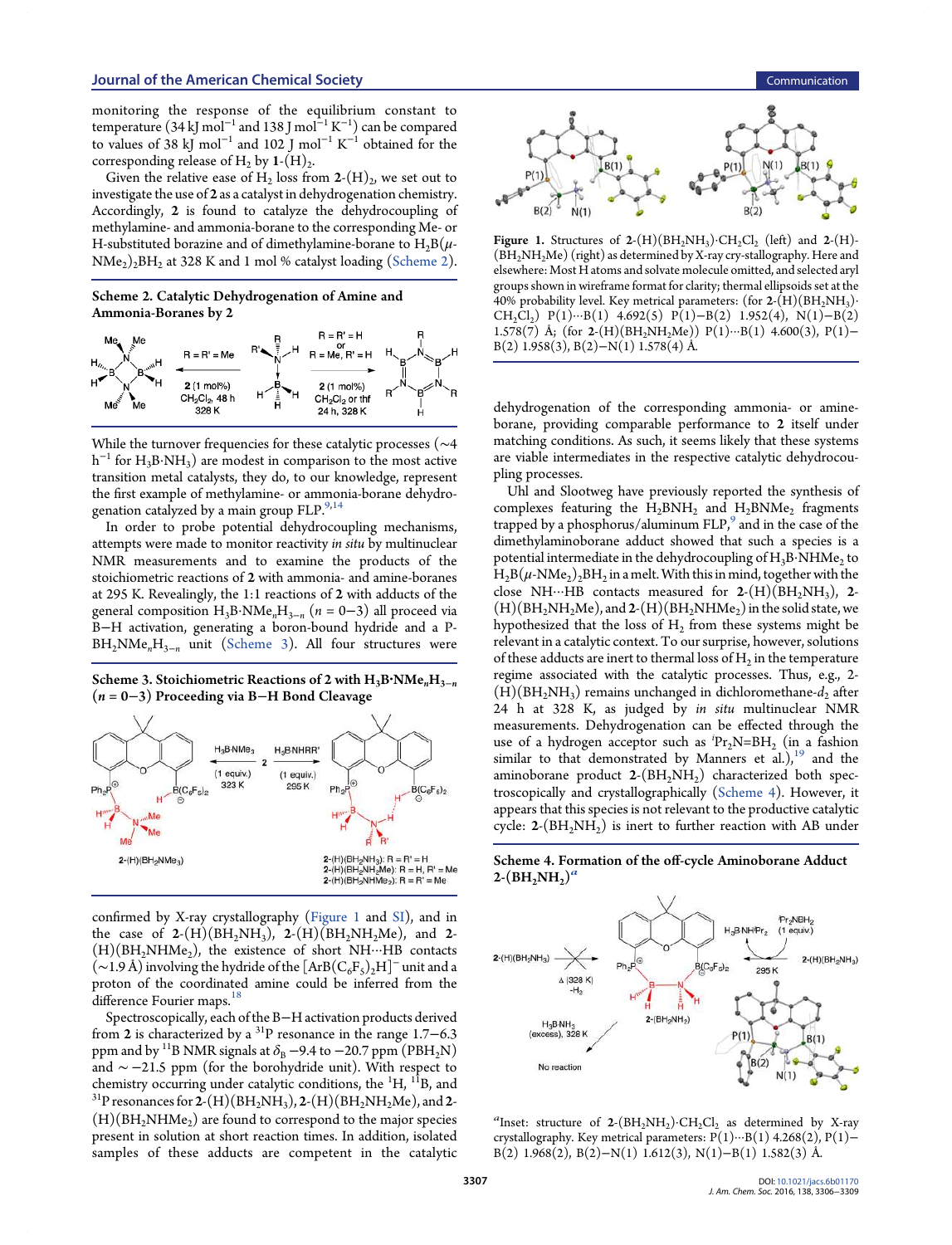monitoring the response of the equilibrium constant to temperature (34 kJ mol$^{-1}$ and 138 J mol$^{-1}$ K$^{-1}$) can be compared to values of 38 kJ mol$^{-1}$ and 102 J mol$^{-1}$ K$^{-1}$ obtained for the corresponding release of $H_2$ by **1**-(H)$_2$.

Given the relative ease of $H_2$ loss from **2**-(H)$_2$, we set out to investigate the use of **2** as a catalyst in dehydrogenation chemistry. Accordingly, **2** is found to catalyze the dehydrocoupling of methylamine- and ammonia-borane to the corresponding Me- or H-substituted borazine and of dimethylamine-borane to $H_2B(\mu\text{-}NMe_2)_2BH_2$ at 328 K and 1 mol % catalyst loading (Scheme 2).

**Scheme 2. Catalytic Dehydrogenation of Amine and Ammonia-Boranes by 2**

While the turnover frequencies for these catalytic processes (~4 h$^{-1}$ for $H_3B{\cdot}NH_3$) are modest in comparison to the most active transition metal catalysts, they do, to our knowledge, represent the first example of methylamine- or ammonia-borane dehydrogenation catalyzed by a main group FLP.[9,14]

In order to probe potential dehydrocoupling mechanisms, attempts were made to monitor reactivity *in situ* by multinuclear NMR measurements and to examine the products of the stoichiometric reactions of **2** with ammonia- and amine-boranes at 295 K. Revealingly, the 1:1 reactions of **2** with adducts of the general composition $H_3B{\cdot}NMe_nH_{3-n}$ ($n$ = 0−3) all proceed via B−H activation, generating a boron-bound hydride and a P-$BH_2NMe_nH_{3-n}$ unit (Scheme 3). All four structures were confirmed by X-ray crystallography (Figure 1 and SI), and in the case of **2**-(H)($BH_2NH_3$), **2**-(H)($BH_2NH_2Me$), and **2**-(H)($BH_2NHMe_2$), the existence of short NH···HB contacts (~1.9 Å) involving the hydride of the $[ArB(C_6F_5)_2H]^-$ unit and a proton of the coordinated amine could be inferred from the difference Fourier maps.[18]

**Scheme 3. Stoichiometric Reactions of 2 with $H_3B{\cdot}NMe_nH_{3-n}$ ($n$ = 0−3) Proceeding via B−H Bond Cleavage**

Spectroscopically, each of the B−H activation products derived from **2** is characterized by a $^{31}$P resonance in the range 1.7−6.3 ppm and by $^{11}$B NMR signals at $\delta_B$ −9.4 to −20.7 ppm ($PBH_2N$) and ~ −21.5 ppm (for the borohydride unit). With respect to chemistry occurring under catalytic conditions, the $^1$H, $^{11}$B, and $^{31}$P resonances for **2**-(H)($BH_2NH_3$), **2**-(H)($BH_2NH_2Me$), and **2**-(H)($BH_2NHMe_2$) are found to correspond to the major species present in solution at short reaction times. In addition, isolated samples of these adducts are competent in the catalytic dehydrogenation of the corresponding ammonia- or amine-borane, providing comparable performance to **2** itself under matching conditions. As such, it seems likely that these systems are viable intermediates in the respective catalytic dehydrocoupling processes.

Figure 1. Structures of **2**-(H)($BH_2NH_3$)·$CH_2Cl_2$ (left) and **2**-(H)-($BH_2NH_2Me$) (right) as determined by X-ray crystallography. Here and elsewhere: Most H atoms and solvate molecule omitted, and selected aryl groups shown in wireframe format for clarity; thermal ellipsoids set at the 40% probability level. Key metrical parameters: (for **2**-(H)($BH_2NH_3$)·$CH_2Cl_2$) P(1)···B(1) 4.692(5) P(1)−B(2) 1.952(4), N(1)−B(2) 1.578(7) Å; (for **2**-(H)($BH_2NH_2Me$)) P(1)···B(1) 4.600(3), P(1)−B(2) 1.958(3), B(2)−N(1) 1.578(4) Å.

Uhl and Slootweg have previously reported the synthesis of complexes featuring the $H_2BNH_2$ and $H_2BNMe_2$ fragments trapped by a phosphorus/aluminum FLP,[9] and in the case of the dimethylaminoborane adduct showed that such a species is a potential intermediate in the dehydrocoupling of $H_3B{\cdot}NHMe_2$ to $H_2B(\mu\text{-}NMe_2)_2BH_2$ in a melt. With this in mind, together with the close NH···HB contacts measured for **2**-(H)($BH_2NH_3$), **2**-(H)($BH_2NH_2Me$), and **2**-(H)($BH_2NHMe_2$) in the solid state, we hypothesized that the loss of $H_2$ from these systems might be relevant in a catalytic context. To our surprise, however, solutions of these adducts are inert to thermal loss of $H_2$ in the temperature regime associated with the catalytic processes. Thus, e.g., **2**-(H)($BH_2NH_3$) remains unchanged in dichloromethane-$d_2$ after 24 h at 328 K, as judged by *in situ* multinuclear NMR measurements. Dehydrogenation can be effected through the use of a hydrogen acceptor such as $^i$Pr$_2$N=BH$_2$ (in a fashion similar to that demonstrated by Manners et al.),[19] and the aminoborane product **2**-($BH_2NH_2$) characterized both spectroscopically and crystallographically (Scheme 4). However, it appears that this species is not relevant to the productive catalytic cycle: **2**-($BH_2NH_2$) is inert to further reaction with AB under

**Scheme 4. Formation of the off-cycle Aminoborane Adduct 2-($BH_2NH_2$)[a]**

[a]Inset: structure of **2**-($BH_2NH_2$)·$CH_2Cl_2$ as determined by X-ray crystallography. Key metrical parameters: P(1)···B(1) 4.268(2), P(1)−B(2) 1.968(2), B(2)−N(1) 1.612(3), N(1)−B(1) 1.582(3) Å.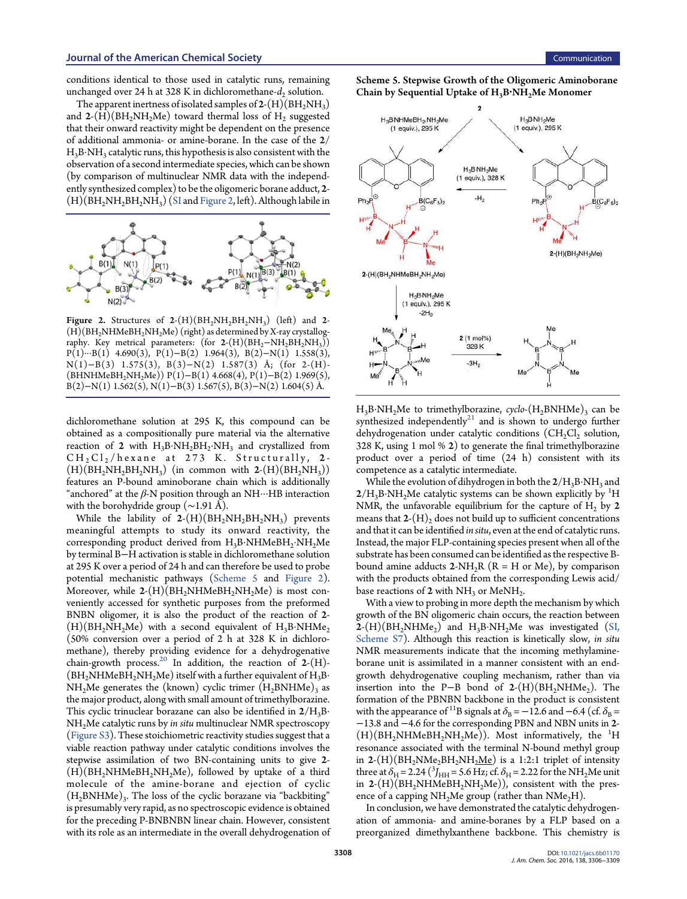conditions identical to those used in catalytic runs, remaining unchanged over 24 h at 328 K in dichloromethane-$d_2$ solution.

The apparent inertness of isolated samples of **2**-(H)($BH_2NH_3$) and **2**-(H)($BH_2NH_2Me$) toward thermal loss of $H_2$ suggested that their onward reactivity might be dependent on the presence of additional ammonia- or amine-borane. In the case of the **2**/$H_3B{\cdot}NH_3$ catalytic runs, this hypothesis is also consistent with the observation of a second intermediate species, which can be shown (by comparison of multinuclear NMR data with the independently synthesized complex) to be the oligomeric borane adduct, **2**-(H)($BH_2NH_2BH_2NH_3$) (SI and Figure 2, left). Although labile in dichloromethane solution at 295 K, this compound can be obtained as a compositionally pure material via the alternative reaction of **2** with $H_3B{\cdot}NH_2BH_2{\cdot}NH_3$ and crystallized from $CH_2Cl_2$/hexane at 273 K. Structurally, **2**-(H)($BH_2NH_2BH_2NH_3$) (in common with **2**-(H)($BH_2NH_3$)) features an P-bound aminoborane chain which is additionally "anchored" at the $\beta$-N position through an NH···HB interaction with the borohydride group (~1.91 Å).

Figure 2. Structures of **2**-(H)($BH_2NH_2BH_2NH_3$) (left) and **2**-(H)($BH_2NHMeBH_2NH_2Me$) (right) as determined by X-ray crystallography. Key metrical parameters: (for **2**-(H)($BH_2$−$NH_2BH_2NH_3$)) P(1)···B(1) 4.690(3), P(1)−B(2) 1.964(3), B(2)−N(1) 1.558(3), N(1)−B(3) 1.575(3), B(3)−N(2) 1.587(3) Å; (for **2**-(H)-($BHNHMeBH_2NH_2Me$)) P(1)−B(1) 4.668(4), P(1)−B(2) 1.969(5), B(2)−N(1) 1.562(5), N(1)−B(3) 1.567(5), B(3)−N(2) 1.604(5) Å.

While the lability of **2**-(H)($BH_2NH_2BH_2NH_3$) prevents meaningful attempts to study its onward reactivity, the corresponding product derived from $H_3B{\cdot}NHMeBH_2{\cdot}NH_2Me$ by terminal B−H activation is stable in dichloromethane solution at 295 K over a period of 24 h and can therefore be used to probe potential mechanistic pathways (Scheme 5 and Figure 2). Moreover, while **2**-(H)($BH_2NHMeBH_2NH_2Me$) is most conveniently accessed for synthetic purposes from the preformed BNBN oligomer, it is also the product of the reaction of **2**-(H)($BH_2NH_2Me$) with a second equivalent of $H_3B{\cdot}NHMe_2$ (50% conversion over a period of 2 h at 328 K in dichloromethane), thereby providing evidence for a dehydrogenative chain-growth process.[20] In addition, the reaction of **2**-(H)($BH_2NHMeBH_2NH_2Me$) itself with a further equivalent of $H_3B{\cdot}NH_2Me$ generates the (known) cyclic trimer $(H_2BNHMe)_3$ as the major product, along with small amount of trimethylborazine. This cyclic trinuclear borazane can also be identified in **2**/$H_3B{\cdot}NH_2Me$ catalytic runs by *in situ* multinuclear NMR spectroscopy (Figure S3). These stoichiometric reactivity studies suggest that a viable reaction pathway under catalytic conditions involves the stepwise assimilation of two BN-containing units to give **2**-(H)($BH_2NHMeBH_2NH_2Me$), followed by uptake of a third molecule of the amine-borane and ejection of cyclic $(H_2BNHMe)_3$. The loss of the cyclic borazane via "backbiting" is presumably very rapid, as no spectroscopic evidence is obtained for the preceding P-BNBNBN linear chain. However, consistent with its role as an intermediate in the overall dehydrogenation of $H_3B{\cdot}NH_2Me$ to trimethylborazine, *cyclo*-$(H_2BNHMe)_3$ can be synthesized independently[21] and is shown to undergo further dehydrogenation under catalytic conditions ($CH_2Cl_2$ solution, 328 K, using 1 mol % **2**) to generate the final trimethylborazine product over a period of time (24 h) consistent with its competence as a catalytic intermediate.

**Scheme 5. Stepwise Growth of the Oligomeric Aminoborane Chain by Sequential Uptake of $H_3B{\cdot}NH_2Me$ Monomer**

While the evolution of dihydrogen in both the **2**/$H_3B{\cdot}NH_3$ and **2**/$H_3B{\cdot}NH_2Me$ catalytic systems can be shown explicitly by $^1$H NMR, the unfavorable equilibrium for the capture of $H_2$ by **2** means that **2**-$(H)_2$ does not build up to sufficient concentrations and that it can be identified *in situ*, even at the end of catalytic runs. Instead, the major FLP-containing species present when all of the substrate has been consumed can be identified as the respective B-bound amine adducts **2**-$NH_2R$ (R = H or Me), by comparison with the products obtained from the corresponding Lewis acid/base reactions of **2** with $NH_3$ or $MeNH_2$.

With a view to probing in more depth the mechanism by which growth of the BN oligomeric chain occurs, the reaction between **2**-(H)($BH_2NHMe_2$) and $H_3B{\cdot}NH_2Me$ was investigated (SI, Scheme S7). Although this reaction is kinetically slow, *in situ* NMR measurements indicate that the incoming methylamine-borane unit is assimilated in a manner consistent with an end-growth dehydrogenative coupling mechanism, rather than via insertion into the P−B bond of **2**-(H)($BH_2NHMe_2$). The formation of the PBNBN backbone in the product is consistent with the appearance of $^{11}$B signals at $\delta_B = -12.6$ and $-6.4$ (cf. $\delta_B = -13.8$ and $-4.6$ for the corresponding PBN and NBN units in **2**-(H)($BH_2NHMeBH_2NH_2Me$)). Most informatively, the $^1$H resonance associated with the terminal N-bound methyl group in **2**-(H)($BH_2NMe_2BH_2NH_2\underline{Me}$) is a 1:2:1 triplet of intensity three at $\delta_H = 2.24$ ($^3J_{HH} = 5.6$ Hz; cf. $\delta_H = 2.22$ for the $NH_2Me$ unit in **2**-(H)($BH_2NHMeBH_2NH_2Me$)), consistent with the presence of a capping $NH_2Me$ group (rather than $NMe_2H$).

In conclusion, we have demonstrated the catalytic dehydrogenation of ammonia- and amine-boranes by a FLP based on a preorganized dimethylxanthene backbone. This chemistry is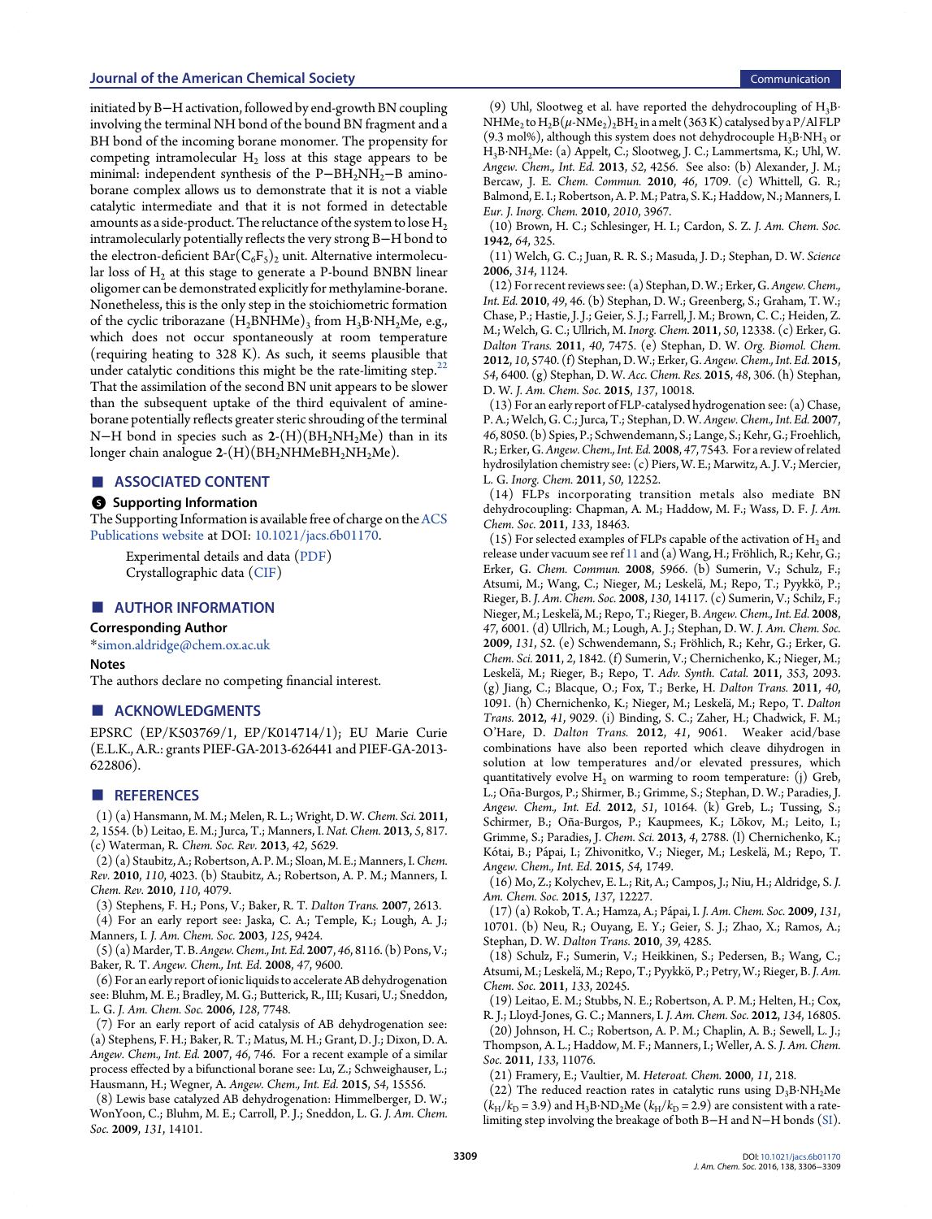initiated by B−H activation, followed by end-growth BN coupling involving the terminal NH bond of the bound BN fragment and a BH bond of the incoming borane monomer. The propensity for competing intramolecular $H_2$ loss at this stage appears to be minimal: independent synthesis of the P−$BH_2NH_2$−B aminoborane complex allows us to demonstrate that it is not a viable catalytic intermediate and that it is not formed in detectable amounts as a side-product. The reluctance of the system to lose $H_2$ intramolecularly potentially reflects the very strong B−H bond to the electron-deficient $BAr(C_6F_5)_2$ unit. Alternative intermolecular loss of $H_2$ at this stage to generate a P-bound BNBN linear oligomer can be demonstrated explicitly for methylamine-borane. Nonetheless, this is the only step in the stoichiometric formation of the cyclic triborazane $(H_2BNHMe)_3$ from $H_3B{\cdot}NH_2Me$, e.g., which does not occur spontaneously at room temperature (requiring heating to 328 K). As such, it seems plausible that under catalytic conditions this might be the rate-limiting step.[22] That the assimilation of the second BN unit appears to be slower than the subsequent uptake of the third equivalent of amine-borane potentially reflects greater steric shrouding of the terminal N−H bond in species such as **2**-(H)($BH_2NH_2Me$) than in its longer chain analogue **2**-(H)($BH_2NHMeBH_2NH_2Me$).

## ■ ASSOCIATED CONTENT

### Supporting Information

The Supporting Information is available free of charge on the ACS Publications website at DOI: 10.1021/jacs.6b01170.

Experimental details and data (PDF)
Crystallographic data (CIF)

## ■ AUTHOR INFORMATION

### Corresponding Author

*simon.aldridge@chem.ox.ac.uk

### Notes

The authors declare no competing financial interest.

## ■ ACKNOWLEDGMENTS

EPSRC (EP/K503769/1, EP/K014714/1); EU Marie Curie (E.L.K., A.R.: grants PIEF-GA-2013-626441 and PIEF-GA-2013-622806).

## ■ REFERENCES

(1) (a) Hansmann, M. M.; Melen, R. L.; Wright, D. W. *Chem. Sci.* **2011**, *2*, 1554. (b) Leitao, E. M.; Jurca, T.; Manners, I. *Nat. Chem.* **2013**, *5*, 817. (c) Waterman, R. *Chem. Soc. Rev.* **2013**, *42*, 5629.

(2) (a) Staubitz, A.; Robertson, A. P. M.; Sloan, M. E.; Manners, I. *Chem. Rev.* **2010**, *110*, 4023. (b) Staubitz, A.; Robertson, A. P. M.; Manners, I. *Chem. Rev.* **2010**, *110*, 4079.

(3) Stephens, F. H.; Pons, V.; Baker, R. T. *Dalton Trans.* **2007**, 2613.

(4) For an early report see: Jaska, C. A.; Temple, K.; Lough, A. J.; Manners, I. *J. Am. Chem. Soc.* **2003**, *125*, 9424.

(5) (a) Marder, T. B. *Angew. Chem., Int. Ed.* **2007**, *46*, 8116. (b) Pons, V.; Baker, R. T. *Angew. Chem., Int. Ed.* **2008**, *47*, 9600.

(6) For an early report of ionic liquids to accelerate AB dehydrogenation see: Bluhm, M. E.; Bradley, M. G.; Butterick, R., III; Kusari, U.; Sneddon, L. G. *J. Am. Chem. Soc.* **2006**, *128*, 7748.

(7) For an early report of acid catalysis of AB dehydrogenation see: (a) Stephens, F. H.; Baker, R. T.; Matus, M. H.; Grant, D. J.; Dixon, D. A. *Angew. Chem., Int. Ed.* **2007**, *46*, 746. For a recent example of a similar process effected by a bifunctional borane see: Lu, Z.; Schweighauser, L.; Hausmann, H.; Wegner, A. *Angew. Chem., Int. Ed.* **2015**, *54*, 15556.

(8) Lewis base catalyzed AB dehydrogenation: Himmelberger, D. W.; WonYoon, C.; Bluhm, M. E.; Carroll, P. J.; Sneddon, L. G. *J. Am. Chem. Soc.* **2009**, *131*, 14101.

(9) Uhl, Slootweg et al. have reported the dehydrocoupling of $H_3B{\cdot}NHMe_2$ to $H_2B(\mu\text{-}NMe_2)_2BH_2$ in a melt (363 K) catalysed by a P/Al FLP (9.3 mol%), although this system does not dehydrocouple $H_3B{\cdot}NH_3$ or $H_3B{\cdot}NH_2Me$: (a) Appelt, C.; Slootweg, J. C.; Lammertsma, K.; Uhl, W. *Angew. Chem., Int. Ed.* **2013**, *52*, 4256. See also: (b) Alexander, J. M.; Bercaw, J. E. *Chem. Commun.* **2010**, *46*, 1709. (c) Whittell, G. R.; Balmond, E. I.; Robertson, A. P. M.; Patra, S. K.; Haddow, N.; Manners, I. *Eur. J. Inorg. Chem.* **2010**, *2010*, 3967.

(10) Brown, H. C.; Schlesinger, H. I.; Cardon, S. Z. *J. Am. Chem. Soc.* **1942**, *64*, 325.

(11) Welch, G. C.; Juan, R. R. S.; Masuda, J. D.; Stephan, D. W. *Science* **2006**, *314*, 1124.

(12) For recent reviews see: (a) Stephan, D. W.; Erker, G. *Angew. Chem., Int. Ed.* **2010**, *49*, 46. (b) Stephan, D. W.; Greenberg, S.; Graham, T. W.; Chase, P.; Hastie, J. J.; Geier, S. J.; Farrell, J. M.; Brown, C. C.; Heiden, Z. M.; Welch, G. C.; Ullrich, M. *Inorg. Chem.* **2011**, *50*, 12338. (c) Erker, G. *Dalton Trans.* **2011**, *40*, 7475. (e) Stephan, D. W. *Org. Biomol. Chem.* **2012**, *10*, 5740. (f) Stephan, D. W.; Erker, G. *Angew. Chem., Int. Ed.* **2015**, *54*, 6400. (g) Stephan, D. W. *Acc. Chem. Res.* **2015**, *48*, 306. (h) Stephan, D. W. *J. Am. Chem. Soc.* **2015**, *137*, 10018.

(13) For an early report of FLP-catalysed hydrogenation see: (a) Chase, P. A.; Welch, G. C.; Jurca, T.; Stephan, D. W. *Angew. Chem., Int. Ed.* **2007**, *46*, 8050. (b) Spies, P.; Schwendemann, S.; Lange, S.; Kehr, G.; Froehlich, R.; Erker, G. *Angew. Chem., Int. Ed.* **2008**, *47*, 7543. For a review of related hydrosilylation chemistry see: (c) Piers, W. E.; Marwitz, A. J. V.; Mercier, L. G. *Inorg. Chem.* **2011**, *50*, 12252.

(14) FLPs incorporating transition metals also mediate BN dehydrocoupling: Chapman, A. M.; Haddow, M. F.; Wass, D. F. *J. Am. Chem. Soc.* **2011**, *133*, 18463.

(15) For selected examples of FLPs capable of the activation of $H_2$ and release under vacuum see ref 11 and (a) Wang, H.; Fröhlich, R.; Kehr, G.; Erker, G. *Chem. Commun.* **2008**, 5966. (b) Sumerin, V.; Schulz, F.; Atsumi, M.; Wang, C.; Nieger, M.; Leskelä, M.; Repo, T.; Pyykkö, P.; Rieger, B. *J. Am. Chem. Soc.* **2008**, *130*, 14117. (c) Sumerin, V.; Schilz, F.; Nieger, M.; Leskelä, M.; Repo, T.; Rieger, B. *Angew. Chem., Int. Ed.* **2008**, *47*, 6001. (d) Ullrich, M.; Lough, A. J.; Stephan, D. W. *J. Am. Chem. Soc.* **2009**, *131*, 52. (e) Schwendemann, S.; Fröhlich, R.; Kehr, G.; Erker, G. *Chem. Sci.* **2011**, *2*, 1842. (f) Sumerin, V.; Chernichenko, K.; Nieger, M.; Leskelä, M.; Rieger, B.; Repo, T. *Adv. Synth. Catal.* **2011**, *353*, 2093. (g) Jiang, C.; Blacque, O.; Fox, T.; Berke, H. *Dalton Trans.* **2011**, *40*, 1091. (h) Chernichenko, K.; Nieger, M.; Leskelä, M.; Repo, T. *Dalton Trans.* **2012**, *41*, 9029. (i) Binding, S. C.; Zaher, H.; Chadwick, F. M.; O'Hare, D. *Dalton Trans.* **2012**, *41*, 9061. Weaker acid/base combinations have also been reported which cleave dihydrogen in solution at low temperatures and/or elevated pressures, which quantitatively evolve $H_2$ on warming to room temperature: (j) Greb, L.; Oña-Burgos, P.; Shirmer, B.; Grimme, S.; Stephan, D. W.; Paradies, J. *Angew. Chem., Int. Ed.* **2012**, *51*, 10164. (k) Greb, L.; Tussing, S.; Schirmer, B.; Oña-Burgos, P.; Kaupmees, K.; Lõkov, M.; Leito, I.; Grimme, S.; Paradies, J. *Chem. Sci.* **2013**, *4*, 2788. (l) Chernichenko, K.; Kótai, B.; Pápai, I.; Zhivonitko, V.; Nieger, M.; Leskelä, M.; Repo, T. *Angew. Chem., Int. Ed.* **2015**, *54*, 1749.

(16) Mo, Z.; Kolychev, E. L.; Rit, A.; Campos, J.; Niu, H.; Aldridge, S. *J. Am. Chem. Soc.* **2015**, *137*, 12227.

(17) (a) Rokob, T. A.; Hamza, A.; Pápai, I. *J. Am. Chem. Soc.* **2009**, *131*, 10701. (b) Neu, R.; Ouyang, E. Y.; Geier, S. J.; Zhao, X.; Ramos, A.; Stephan, D. W. *Dalton Trans.* **2010**, *39*, 4285.

(18) Schulz, F.; Sumerin, V.; Heikkinen, S.; Pedersen, B.; Wang, C.; Atsumi, M.; Leskelä, M.; Repo, T.; Pyykkö, P.; Petry, W.; Rieger, B. *J. Am. Chem. Soc.* **2011**, *133*, 20245.

(19) Leitao, E. M.; Stubbs, N. E.; Robertson, A. P. M.; Helten, H.; Cox, R. J.; Lloyd-Jones, G. C.; Manners, I. *J. Am. Chem. Soc.* **2012**, *134*, 16805.

(20) Johnson, H. C.; Robertson, A. P. M.; Chaplin, A. B.; Sewell, L. J.; Thompson, A. L.; Haddow, M. F.; Manners, I.; Weller, A. S. *J. Am. Chem. Soc.* **2011**, *133*, 11076.

(21) Framery, E.; Vaultier, M. *Heteroat. Chem.* **2000**, *11*, 218.

(22) The reduced reaction rates in catalytic runs using $D_3B{\cdot}NH_2Me$ ($k_H/k_D = 3.9$) and $H_3B{\cdot}ND_2Me$ ($k_H/k_D = 2.9$) are consistent with a rate-limiting step involving the breakage of both B−H and N−H bonds (SI).